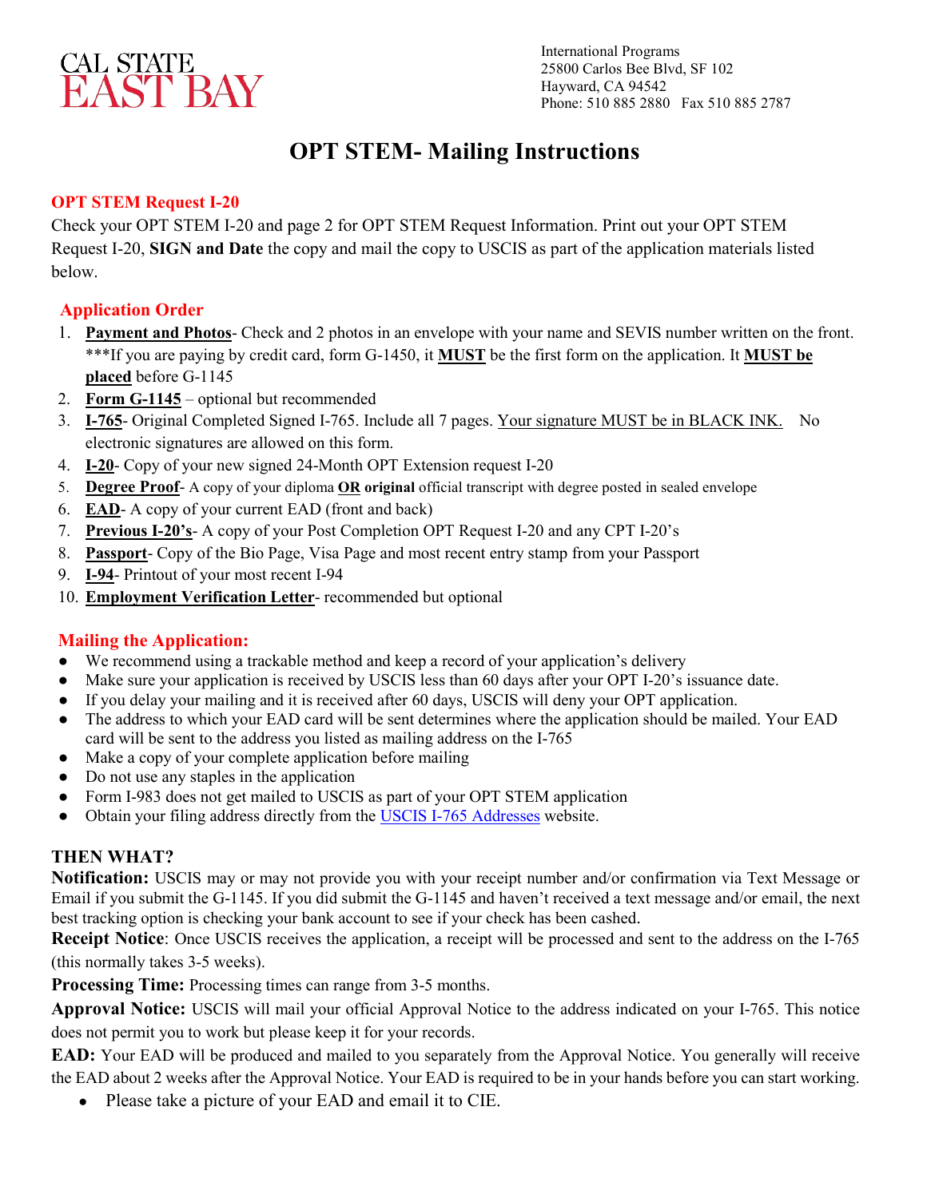CAL STATE
EAST BAY

International Programs
25800 Carlos Bee Blvd, SF 102
Hayward, CA 94542
Phone: 510 885 2880 Fax 510 885 2787

# OPT STEM- Mailing Instructions

## OPT STEM Request I-20

Check your OPT STEM I-20 and page 2 for OPT STEM Request Information. Print out your OPT STEM Request I-20, **SIGN and Date** the copy and mail the copy to USCIS as part of the application materials listed below.

## Application Order

1. **Payment and Photos**- Check and 2 photos in an envelope with your name and SEVIS number written on the front. ***If you are paying by credit card, form G-1450, it **MUST** be the first form on the application. It **MUST be placed** before G-1145
2. **Form G-1145** – optional but recommended
3. **I-765**- Original Completed Signed I-765. Include all 7 pages. Your signature MUST be in BLACK INK. No electronic signatures are allowed on this form.
4. **I-20**- Copy of your new signed 24-Month OPT Extension request I-20
5. **Degree Proof**- A copy of your diploma **OR original** official transcript with degree posted in sealed envelope
6. **EAD**- A copy of your current EAD (front and back)
7. **Previous I-20's**- A copy of your Post Completion OPT Request I-20 and any CPT I-20's
8. **Passport**- Copy of the Bio Page, Visa Page and most recent entry stamp from your Passport
9. **I-94**- Printout of your most recent I-94
10. **Employment Verification Letter**- recommended but optional

## Mailing the Application:

- We recommend using a trackable method and keep a record of your application's delivery
- Make sure your application is received by USCIS less than 60 days after your OPT I-20's issuance date.
- If you delay your mailing and it is received after 60 days, USCIS will deny your OPT application.
- The address to which your EAD card will be sent determines where the application should be mailed. Your EAD card will be sent to the address you listed as mailing address on the I-765
- Make a copy of your complete application before mailing
- Do not use any staples in the application
- Form I-983 does not get mailed to USCIS as part of your OPT STEM application
- Obtain your filing address directly from the USCIS I-765 Addresses website.

## THEN WHAT?

**Notification:** USCIS may or may not provide you with your receipt number and/or confirmation via Text Message or Email if you submit the G-1145. If you did submit the G-1145 and haven't received a text message and/or email, the next best tracking option is checking your bank account to see if your check has been cashed.

**Receipt Notice**: Once USCIS receives the application, a receipt will be processed and sent to the address on the I-765 (this normally takes 3-5 weeks).

**Processing Time:** Processing times can range from 3-5 months.

**Approval Notice:** USCIS will mail your official Approval Notice to the address indicated on your I-765. This notice does not permit you to work but please keep it for your records.

**EAD:** Your EAD will be produced and mailed to you separately from the Approval Notice. You generally will receive the EAD about 2 weeks after the Approval Notice. Your EAD is required to be in your hands before you can start working.

- Please take a picture of your EAD and email it to CIE.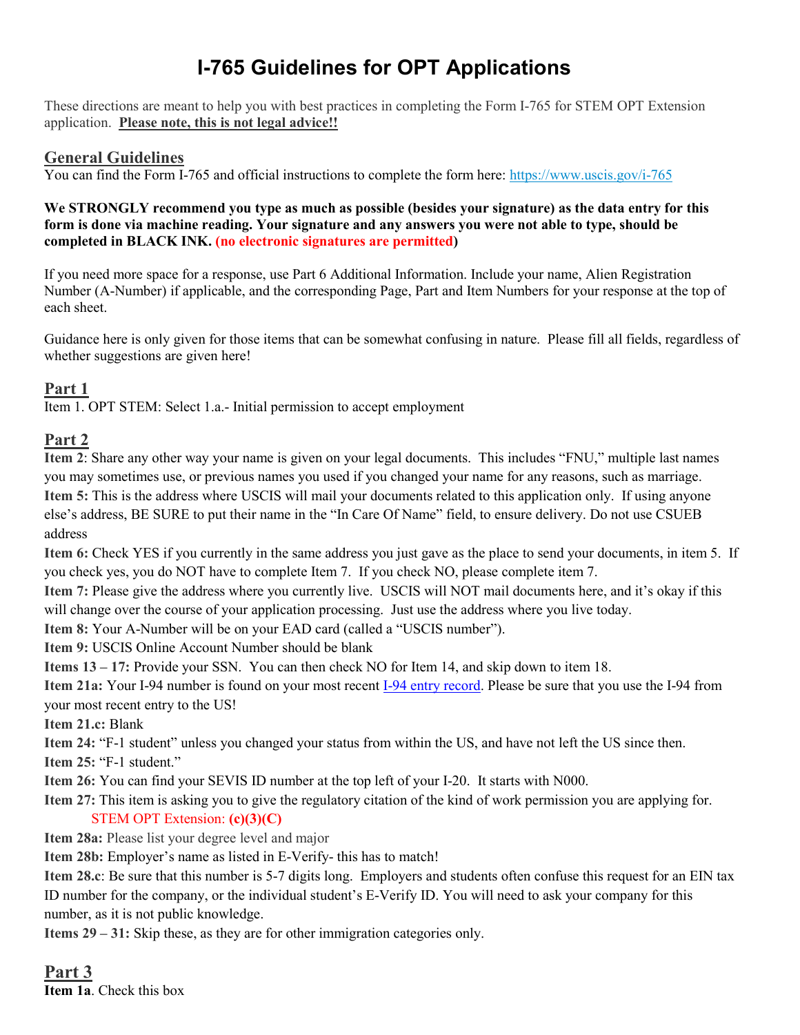# I-765 Guidelines for OPT Applications

These directions are meant to help you with best practices in completing the Form I-765 for STEM OPT Extension application. **Please note, this is not legal advice!!**

## General Guidelines

You can find the Form I-765 and official instructions to complete the form here: https://www.uscis.gov/i-765

**We STRONGLY recommend you type as much as possible (besides your signature) as the data entry for this form is done via machine reading. Your signature and any answers you were not able to type, should be completed in BLACK INK. (no electronic signatures are permitted)**

If you need more space for a response, use Part 6 Additional Information. Include your name, Alien Registration Number (A-Number) if applicable, and the corresponding Page, Part and Item Numbers for your response at the top of each sheet.

Guidance here is only given for those items that can be somewhat confusing in nature. Please fill all fields, regardless of whether suggestions are given here!

## Part 1

Item 1. OPT STEM: Select 1.a.- Initial permission to accept employment

## Part 2

**Item 2**: Share any other way your name is given on your legal documents. This includes "FNU," multiple last names you may sometimes use, or previous names you used if you changed your name for any reasons, such as marriage.

**Item 5:** This is the address where USCIS will mail your documents related to this application only. If using anyone else's address, BE SURE to put their name in the "In Care Of Name" field, to ensure delivery. Do not use CSUEB address

**Item 6:** Check YES if you currently in the same address you just gave as the place to send your documents, in item 5. If you check yes, you do NOT have to complete Item 7. If you check NO, please complete item 7.

**Item 7:** Please give the address where you currently live. USCIS will NOT mail documents here, and it's okay if this will change over the course of your application processing. Just use the address where you live today.

**Item 8:** Your A-Number will be on your EAD card (called a "USCIS number").

**Item 9:** USCIS Online Account Number should be blank

**Items 13 – 17:** Provide your SSN. You can then check NO for Item 14, and skip down to item 18.

**Item 21a:** Your I-94 number is found on your most recent I-94 entry record. Please be sure that you use the I-94 from your most recent entry to the US!

**Item 21.c:** Blank

**Item 24:** "F-1 student" unless you changed your status from within the US, and have not left the US since then.

**Item 25:** "F-1 student."

**Item 26:** You can find your SEVIS ID number at the top left of your I-20. It starts with N000.

**Item 27:** This item is asking you to give the regulatory citation of the kind of work permission you are applying for.

STEM OPT Extension: **(c)(3)(C)**

**Item 28a:** Please list your degree level and major

**Item 28b:** Employer's name as listed in E-Verify- this has to match!

**Item 28.c**: Be sure that this number is 5-7 digits long. Employers and students often confuse this request for an EIN tax ID number for the company, or the individual student's E-Verify ID. You will need to ask your company for this number, as it is not public knowledge.

**Items 29 – 31:** Skip these, as they are for other immigration categories only.

## Part 3

**Item 1a**. Check this box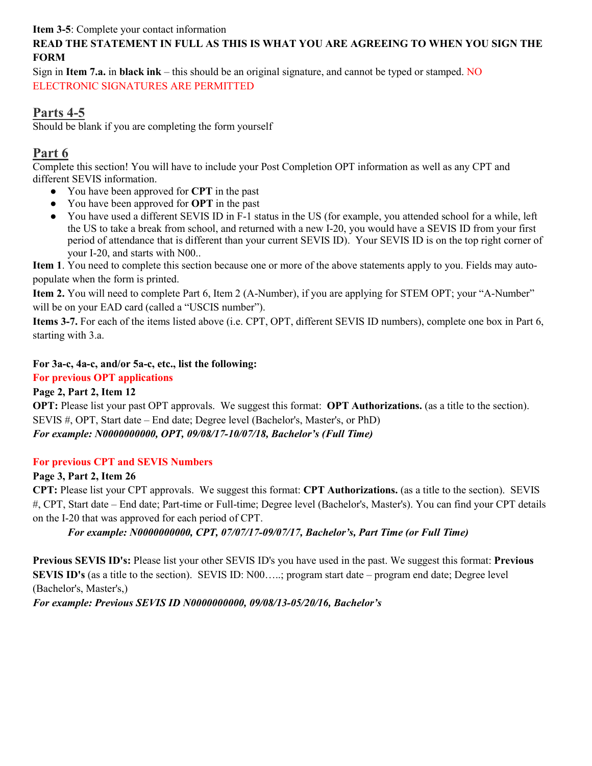**Item 3-5**: Complete your contact information

**READ THE STATEMENT IN FULL AS THIS IS WHAT YOU ARE AGREEING TO WHEN YOU SIGN THE FORM**

Sign in **Item 7.a.** in **black ink** – this should be an original signature, and cannot be typed or stamped. NO ELECTRONIC SIGNATURES ARE PERMITTED

## Parts 4-5

Should be blank if you are completing the form yourself

## Part 6

Complete this section! You will have to include your Post Completion OPT information as well as any CPT and different SEVIS information.

- You have been approved for **CPT** in the past
- You have been approved for **OPT** in the past
- You have used a different SEVIS ID in F-1 status in the US (for example, you attended school for a while, left the US to take a break from school, and returned with a new I-20, you would have a SEVIS ID from your first period of attendance that is different than your current SEVIS ID). Your SEVIS ID is on the top right corner of your I-20, and starts with N00..

**Item 1**. You need to complete this section because one or more of the above statements apply to you. Fields may auto-populate when the form is printed.

**Item 2.** You will need to complete Part 6, Item 2 (A-Number), if you are applying for STEM OPT; your "A-Number" will be on your EAD card (called a "USCIS number").

**Items 3-7.** For each of the items listed above (i.e. CPT, OPT, different SEVIS ID numbers), complete one box in Part 6, starting with 3.a.

**For 3a-c, 4a-c, and/or 5a-c, etc., list the following:**

**For previous OPT applications**

**Page 2, Part 2, Item 12**

**OPT:** Please list your past OPT approvals. We suggest this format: **OPT Authorizations.** (as a title to the section). SEVIS #, OPT, Start date – End date; Degree level (Bachelor's, Master's, or PhD)

***For example: N0000000000, OPT, 09/08/17-10/07/18, Bachelor's (Full Time)***

**For previous CPT and SEVIS Numbers**

**Page 3, Part 2, Item 26**

**CPT:** Please list your CPT approvals. We suggest this format: **CPT Authorizations.** (as a title to the section). SEVIS #, CPT, Start date – End date; Part-time or Full-time; Degree level (Bachelor's, Master's). You can find your CPT details on the I-20 that was approved for each period of CPT.

***For example: N0000000000, CPT, 07/07/17-09/07/17, Bachelor's, Part Time (or Full Time)***

**Previous SEVIS ID's:** Please list your other SEVIS ID's you have used in the past. We suggest this format: **Previous SEVIS ID's** (as a title to the section). SEVIS ID: N00…..; program start date – program end date; Degree level (Bachelor's, Master's,)

***For example: Previous SEVIS ID N0000000000, 09/08/13-05/20/16, Bachelor's***